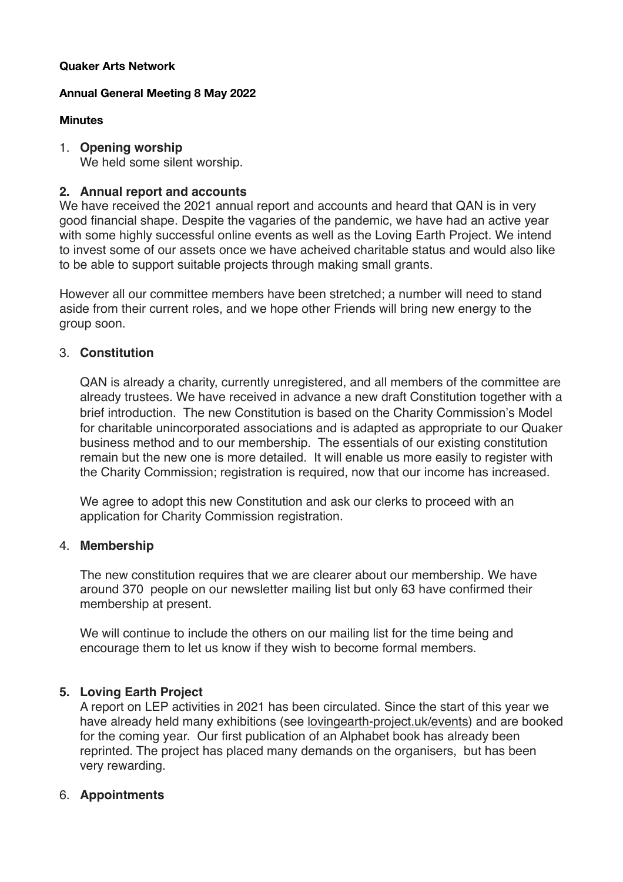**Quaker Arts Network**

**Annual General Meeting 8 May 2022**

**Minutes**

1. **Opening worship**
   We held some silent worship.

**2. Annual report and accounts**

We have received the 2021 annual report and accounts and heard that QAN is in very good financial shape. Despite the vagaries of the pandemic, we have had an active year with some highly successful online events as well as the Loving Earth Project. We intend to invest some of our assets once we have acheived charitable status and would also like to be able to support suitable projects through making small grants.

However all our committee members have been stretched; a number will need to stand aside from their current roles, and we hope other Friends will bring new energy to the group soon.

3. **Constitution**

   QAN is already a charity, currently unregistered, and all members of the committee are already trustees. We have received in advance a new draft Constitution together with a brief introduction. The new Constitution is based on the Charity Commission's Model for charitable unincorporated associations and is adapted as appropriate to our Quaker business method and to our membership. The essentials of our existing constitution remain but the new one is more detailed. It will enable us more easily to register with the Charity Commission; registration is required, now that our income has increased.

   We agree to adopt this new Constitution and ask our clerks to proceed with an application for Charity Commission registration.

4. **Membership**

   The new constitution requires that we are clearer about our membership. We have around 370 people on our newsletter mailing list but only 63 have confirmed their membership at present.

   We will continue to include the others on our mailing list for the time being and encourage them to let us know if they wish to become formal members.

**5. Loving Earth Project**

A report on LEP activities in 2021 has been circulated. Since the start of this year we have already held many exhibitions (see lovingearth-project.uk/events) and are booked for the coming year. Our first publication of an Alphabet book has already been reprinted. The project has placed many demands on the organisers, but has been very rewarding.

6. **Appointments**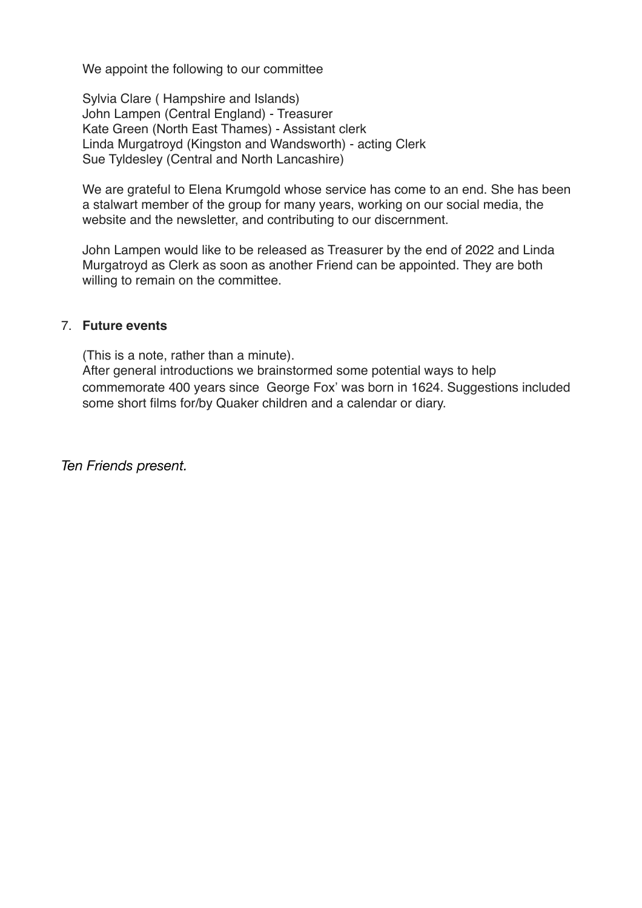We appoint the following to our committee

Sylvia Clare ( Hampshire and Islands)
John Lampen (Central England) - Treasurer
Kate Green (North East Thames) - Assistant clerk
Linda Murgatroyd (Kingston and Wandsworth) - acting Clerk
Sue Tyldesley (Central and North Lancashire)

We are grateful to Elena Krumgold whose service has come to an end. She has been a stalwart member of the group for many years, working on our social media, the website and the newsletter, and contributing to our discernment.

John Lampen would like to be released as Treasurer by the end of 2022 and Linda Murgatroyd as Clerk as soon as another Friend can be appointed. They are both willing to remain on the committee.

7. **Future events**

(This is a note, rather than a minute).
After general introductions we brainstormed some potential ways to help commemorate 400 years since George Fox' was born in 1624. Suggestions included some short films for/by Quaker children and a calendar or diary.

*Ten Friends present.*